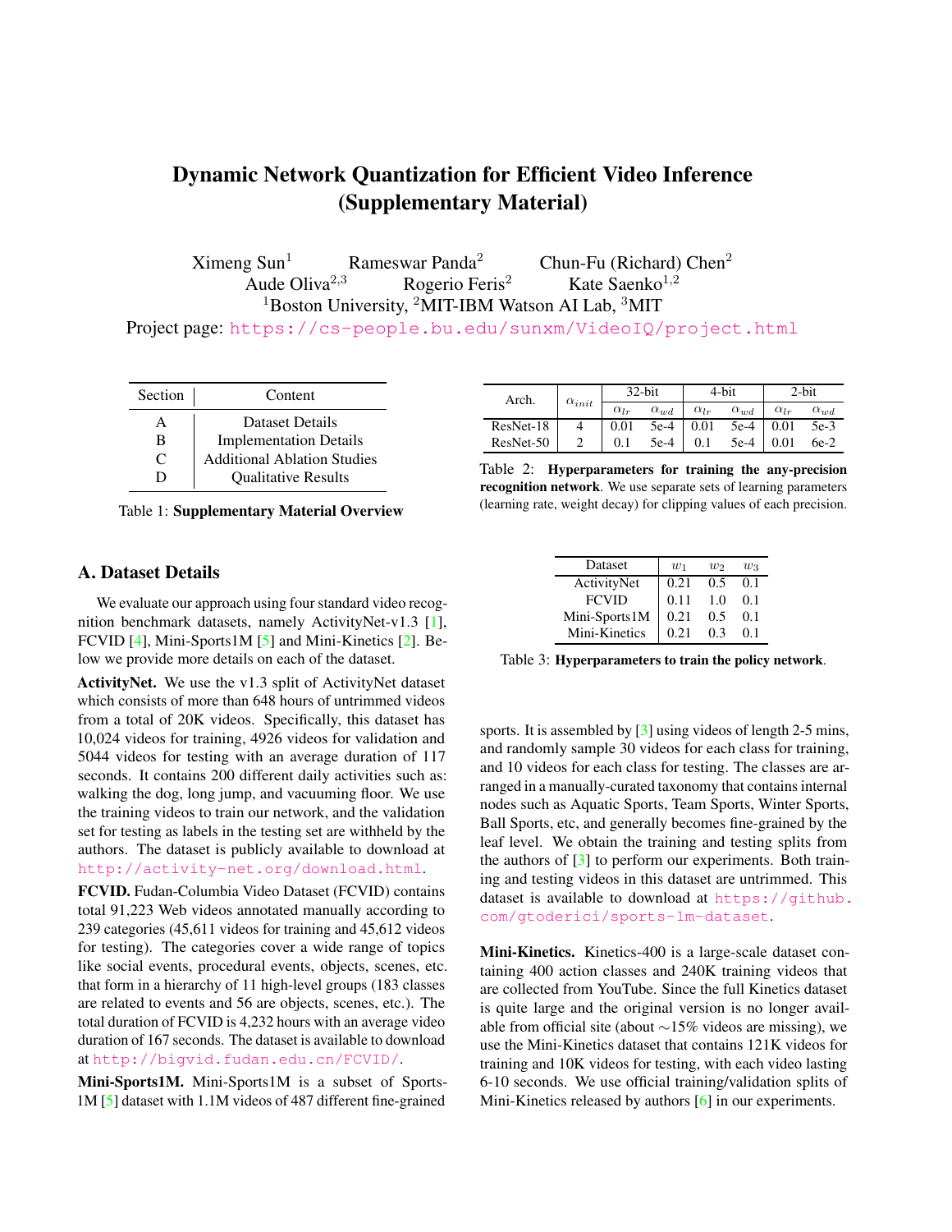# Dynamic Network Quantization for Efficient Video Inference (Supplementary Material)

Ximeng Sun[1] Rameswar Panda[2] Chun-Fu (Richard) Chen[2]
Aude Oliva[2,3] Rogerio Feris[2] Kate Saenko[1,2]
[1]Boston University, [2]MIT-IBM Watson AI Lab, [3]MIT

Project page: https://cs-people.bu.edu/sunxm/VideoIQ/project.html

| Section | Content |
|---|---|
| A | Dataset Details |
| B | Implementation Details |
| C | Additional Ablation Studies |
| D | Qualitative Results |

Table 1: **Supplementary Material Overview**

| Arch. | $\alpha_{init}$ | 32-bit | | 4-bit | | 2-bit | |
|---|---|---|---|---|---|---|---|
| | | $\alpha_{lr}$ | $\alpha_{wd}$ | $\alpha_{lr}$ | $\alpha_{wd}$ | $\alpha_{lr}$ | $\alpha_{wd}$ |
| ResNet-18 | 4 | 0.01 | 5e-4 | 0.01 | 5e-4 | 0.01 | 5e-3 |
| ResNet-50 | 2 | 0.1 | 5e-4 | 0.1 | 5e-4 | 0.01 | 6e-2 |

Table 2: **Hyperparameters for training the any-precision recognition network**. We use separate sets of learning parameters (learning rate, weight decay) for clipping values of each precision.

| Dataset | $w_1$ | $w_2$ | $w_3$ |
|---|---|---|---|
| ActivityNet | 0.21 | 0.5 | 0.1 |
| FCVID | 0.11 | 1.0 | 0.1 |
| Mini-Sports1M | 0.21 | 0.5 | 0.1 |
| Mini-Kinetics | 0.21 | 0.3 | 0.1 |

Table 3: **Hyperparameters to train the policy network**.

## A. Dataset Details

We evaluate our approach using four standard video recognition benchmark datasets, namely ActivityNet-v1.3 [1], FCVID [4], Mini-Sports1M [5] and Mini-Kinetics [2]. Below we provide more details on each of the dataset.

**ActivityNet.** We use the v1.3 split of ActivityNet dataset which consists of more than 648 hours of untrimmed videos from a total of 20K videos. Specifically, this dataset has 10,024 videos for training, 4926 videos for validation and 5044 videos for testing with an average duration of 117 seconds. It contains 200 different daily activities such as: walking the dog, long jump, and vacuuming floor. We use the training videos to train our network, and the validation set for testing as labels in the testing set are withheld by the authors. The dataset is publicly available to download at http://activity-net.org/download.html.

**FCVID.** Fudan-Columbia Video Dataset (FCVID) contains total 91,223 Web videos annotated manually according to 239 categories (45,611 videos for training and 45,612 videos for testing). The categories cover a wide range of topics like social events, procedural events, objects, scenes, etc. that form in a hierarchy of 11 high-level groups (183 classes are related to events and 56 are objects, scenes, etc.). The total duration of FCVID is 4,232 hours with an average video duration of 167 seconds. The dataset is available to download at http://bigvid.fudan.edu.cn/FCVID/.

**Mini-Sports1M.** Mini-Sports1M is a subset of Sports-1M [5] dataset with 1.1M videos of 487 different fine-grained sports. It is assembled by [3] using videos of length 2-5 mins, and randomly sample 30 videos for each class for training, and 10 videos for each class for testing. The classes are arranged in a manually-curated taxonomy that contains internal nodes such as Aquatic Sports, Team Sports, Winter Sports, Ball Sports, etc, and generally becomes fine-grained by the leaf level. We obtain the training and testing splits from the authors of [3] to perform our experiments. Both training and testing videos in this dataset are untrimmed. This dataset is available to download at https://github.com/gtoderici/sports-1m-dataset.

**Mini-Kinetics.** Kinetics-400 is a large-scale dataset containing 400 action classes and 240K training videos that are collected from YouTube. Since the full Kinetics dataset is quite large and the original version is no longer available from official site (about ∼15% videos are missing), we use the Mini-Kinetics dataset that contains 121K videos for training and 10K videos for testing, with each video lasting 6-10 seconds. We use official training/validation splits of Mini-Kinetics released by authors [6] in our experiments.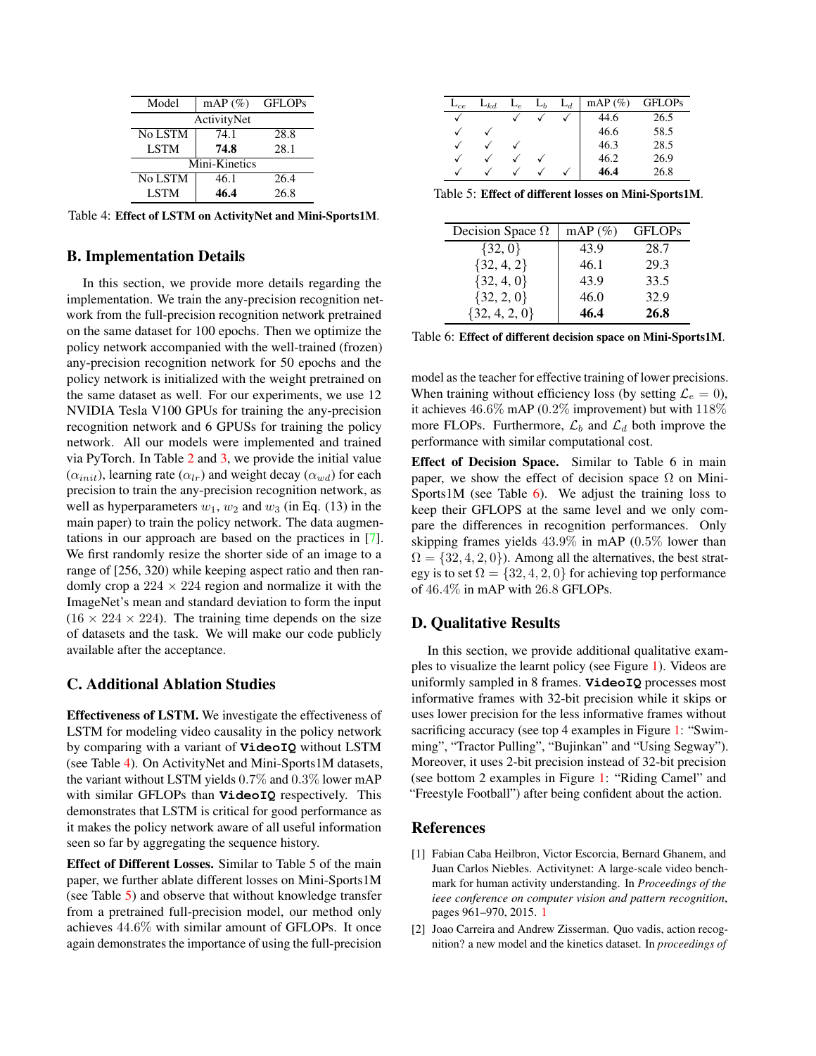| Model | mAP (%) | GFLOPs |
|---|---|---|
| ActivityNet | | |
| No LSTM | 74.1 | 28.8 |
| LSTM | **74.8** | 28.1 |
| Mini-Kinetics | | |
| No LSTM | 46.1 | 26.4 |
| LSTM | **46.4** | 26.8 |

Table 4: **Effect of LSTM on ActivityNet and Mini-Sports1M**.

## B. Implementation Details

In this section, we provide more details regarding the implementation. We train the any-precision recognition network from the full-precision recognition network pretrained on the same dataset for 100 epochs. Then we optimize the policy network accompanied with the well-trained (frozen) any-precision recognition network for 50 epochs and the policy network is initialized with the weight pretrained on the same dataset as well. For our experiments, we use 12 NVIDIA Tesla V100 GPUs for training the any-precision recognition network and 6 GPUSs for training the policy network. All our models were implemented and trained via PyTorch. In Table 2 and 3, we provide the initial value ($\alpha_{init}$), learning rate ($\alpha_{lr}$) and weight decay ($\alpha_{wd}$) for each precision to train the any-precision recognition network, as well as hyperparameters $w_1$, $w_2$ and $w_3$ (in Eq. (13) in the main paper) to train the policy network. The data augmentations in our approach are based on the practices in [7]. We first randomly resize the shorter side of an image to a range of [256, 320) while keeping aspect ratio and then randomly crop a $224 \times 224$ region and normalize it with the ImageNet's mean and standard deviation to form the input ($16 \times 224 \times 224$). The training time depends on the size of datasets and the task. We will make our code publicly available after the acceptance.

## C. Additional Ablation Studies

**Effectiveness of LSTM.** We investigate the effectiveness of LSTM for modeling video causality in the policy network by comparing with a variant of **VideoIQ** without LSTM (see Table 4). On ActivityNet and Mini-Sports1M datasets, the variant without LSTM yields 0.7% and 0.3% lower mAP with similar GFLOPs than **VideoIQ** respectively. This demonstrates that LSTM is critical for good performance as it makes the policy network aware of all useful information seen so far by aggregating the sequence history.

**Effect of Different Losses.** Similar to Table 5 of the main paper, we further ablate different losses on Mini-Sports1M (see Table 5) and observe that without knowledge transfer from a pretrained full-precision model, our method only achieves 44.6% with similar amount of GFLOPs. It once again demonstrates the importance of using the full-precision model as the teacher for effective training of lower precisions. When training without efficiency loss (by setting $\mathcal{L}_e = 0$), it achieves 46.6% mAP (0.2% improvement) but with 118% more FLOPs. Furthermore, $\mathcal{L}_b$ and $\mathcal{L}_d$ both improve the performance with similar computational cost.

| $L_{ce}$ | $L_{kd}$ | $L_e$ | $L_b$ | $L_d$ | mAP (%) | GFLOPs |
|---|---|---|---|---|---|---|
| ✓ | | ✓ | ✓ | ✓ | 44.6 | 26.5 |
| ✓ | ✓ | | | | 46.6 | 58.5 |
| ✓ | ✓ | ✓ | | | 46.3 | 28.5 |
| ✓ | ✓ | ✓ | ✓ | | 46.2 | 26.9 |
| ✓ | ✓ | ✓ | ✓ | ✓ | **46.4** | 26.8 |

Table 5: **Effect of different losses on Mini-Sports1M**.

| Decision Space $\Omega$ | mAP (%) | GFLOPs |
|---|---|---|
| {32, 0} | 43.9 | 28.7 |
| {32, 4, 2} | 46.1 | 29.3 |
| {32, 4, 0} | 43.9 | 33.5 |
| {32, 2, 0} | 46.0 | 32.9 |
| {32, 4, 2, 0} | **46.4** | **26.8** |

Table 6: **Effect of different decision space on Mini-Sports1M**.

**Effect of Decision Space.** Similar to Table 6 in main paper, we show the effect of decision space $\Omega$ on Mini-Sports1M (see Table 6). We adjust the training loss to keep their GFLOPS at the same level and we only compare the differences in recognition performances. Only skipping frames yields 43.9% in mAP (0.5% lower than $\Omega = \{32, 4, 2, 0\}$). Among all the alternatives, the best strategy is to set $\Omega = \{32, 4, 2, 0\}$ for achieving top performance of 46.4% in mAP with 26.8 GFLOPs.

## D. Qualitative Results

In this section, we provide additional qualitative examples to visualize the learnt policy (see Figure 1). Videos are uniformly sampled in 8 frames. **VideoIQ** processes most informative frames with 32-bit precision while it skips or uses lower precision for the less informative frames without sacrificing accuracy (see top 4 examples in Figure 1: "Swimming", "Tractor Pulling", "Bujinkan" and "Using Segway"). Moreover, it uses 2-bit precision instead of 32-bit precision (see bottom 2 examples in Figure 1: "Riding Camel" and "Freestyle Football") after being confident about the action.

## References

[1] Fabian Caba Heilbron, Victor Escorcia, Bernard Ghanem, and Juan Carlos Niebles. Activitynet: A large-scale video benchmark for human activity understanding. In *Proceedings of the ieee conference on computer vision and pattern recognition*, pages 961–970, 2015. 1

[2] Joao Carreira and Andrew Zisserman. Quo vadis, action recognition? a new model and the kinetics dataset. In *proceedings of*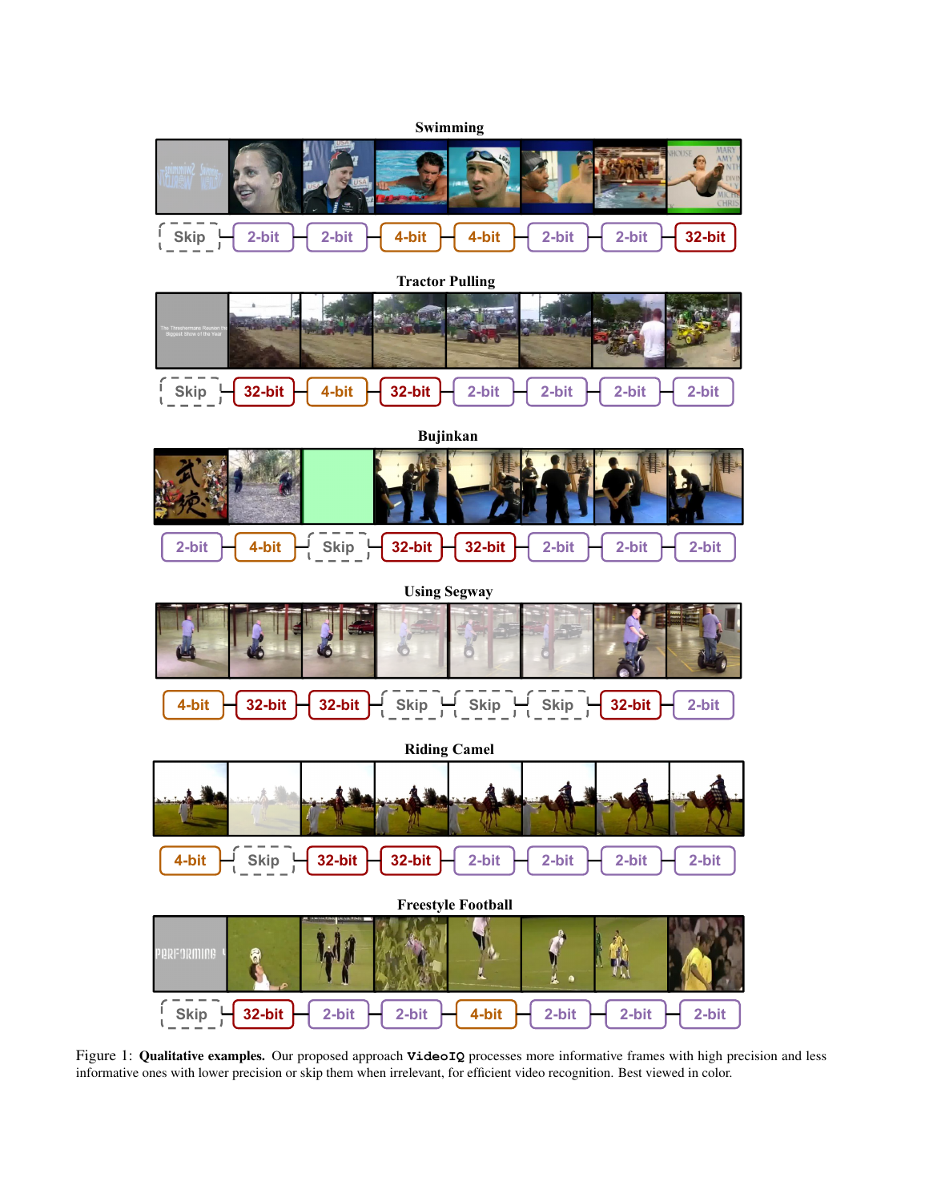**Figure 1: Qualitative examples.** Our proposed approach **VideoIQ** processes more informative frames with high precision and less informative ones with lower precision or skip them when irrelevant, for efficient video recognition. Best viewed in color.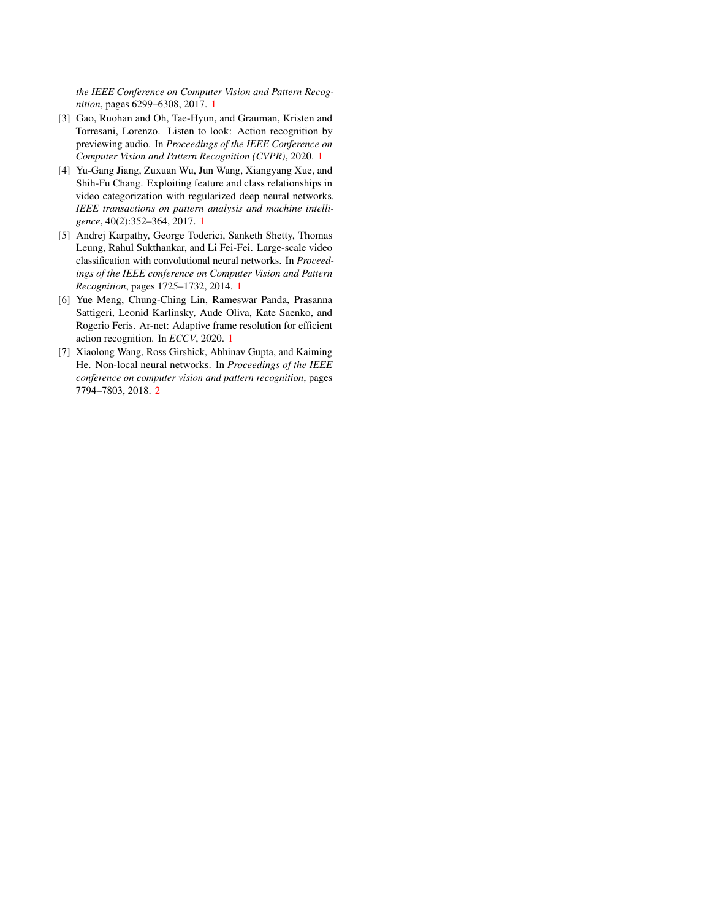*the IEEE Conference on Computer Vision and Pattern Recognition*, pages 6299–6308, 2017. 1

[3] Gao, Ruohan and Oh, Tae-Hyun, and Grauman, Kristen and Torresani, Lorenzo. Listen to look: Action recognition by previewing audio. In *Proceedings of the IEEE Conference on Computer Vision and Pattern Recognition (CVPR)*, 2020. 1

[4] Yu-Gang Jiang, Zuxuan Wu, Jun Wang, Xiangyang Xue, and Shih-Fu Chang. Exploiting feature and class relationships in video categorization with regularized deep neural networks. *IEEE transactions on pattern analysis and machine intelligence*, 40(2):352–364, 2017. 1

[5] Andrej Karpathy, George Toderici, Sanketh Shetty, Thomas Leung, Rahul Sukthankar, and Li Fei-Fei. Large-scale video classification with convolutional neural networks. In *Proceedings of the IEEE conference on Computer Vision and Pattern Recognition*, pages 1725–1732, 2014. 1

[6] Yue Meng, Chung-Ching Lin, Rameswar Panda, Prasanna Sattigeri, Leonid Karlinsky, Aude Oliva, Kate Saenko, and Rogerio Feris. Ar-net: Adaptive frame resolution for efficient action recognition. In *ECCV*, 2020. 1

[7] Xiaolong Wang, Ross Girshick, Abhinav Gupta, and Kaiming He. Non-local neural networks. In *Proceedings of the IEEE conference on computer vision and pattern recognition*, pages 7794–7803, 2018. 2